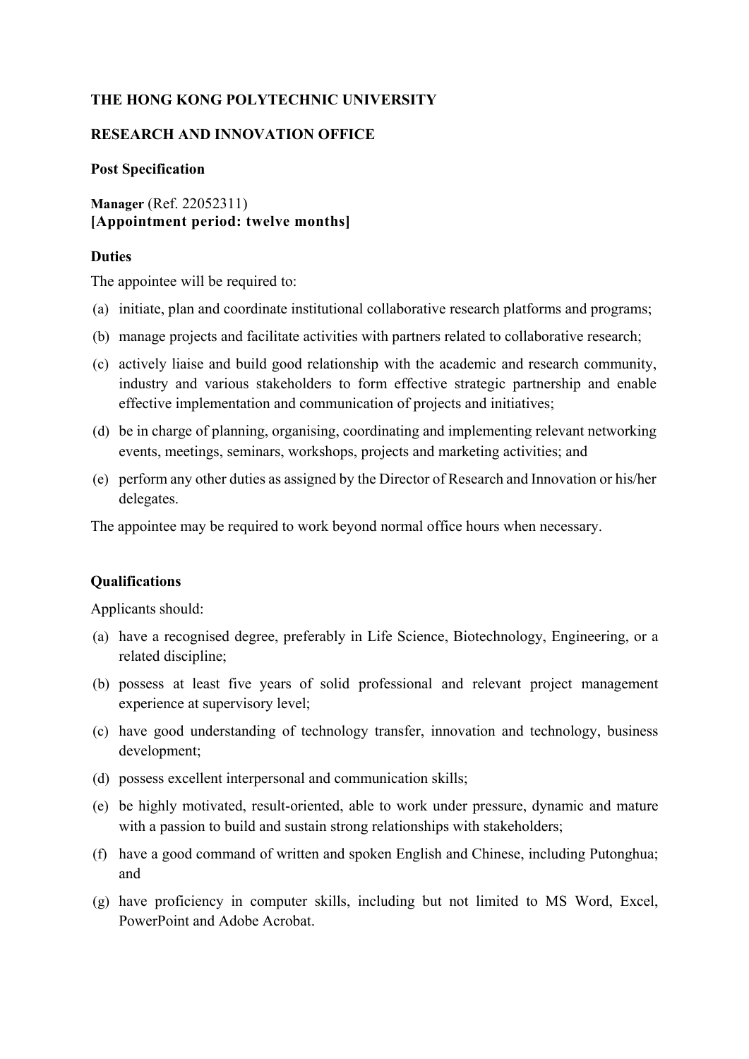**THE HONG KONG POLYTECHNIC UNIVERSITY**

**RESEARCH AND INNOVATION OFFICE**

**Post Specification**

**Manager** (Ref. 22052311)
**[Appointment period: twelve months]**

**Duties**

The appointee will be required to:

(a) initiate, plan and coordinate institutional collaborative research platforms and programs;

(b) manage projects and facilitate activities with partners related to collaborative research;

(c) actively liaise and build good relationship with the academic and research community, industry and various stakeholders to form effective strategic partnership and enable effective implementation and communication of projects and initiatives;

(d) be in charge of planning, organising, coordinating and implementing relevant networking events, meetings, seminars, workshops, projects and marketing activities; and

(e) perform any other duties as assigned by the Director of Research and Innovation or his/her delegates.

The appointee may be required to work beyond normal office hours when necessary.

**Qualifications**

Applicants should:

(a) have a recognised degree, preferably in Life Science, Biotechnology, Engineering, or a related discipline;

(b) possess at least five years of solid professional and relevant project management experience at supervisory level;

(c) have good understanding of technology transfer, innovation and technology, business development;

(d) possess excellent interpersonal and communication skills;

(e) be highly motivated, result-oriented, able to work under pressure, dynamic and mature with a passion to build and sustain strong relationships with stakeholders;

(f) have a good command of written and spoken English and Chinese, including Putonghua; and

(g) have proficiency in computer skills, including but not limited to MS Word, Excel, PowerPoint and Adobe Acrobat.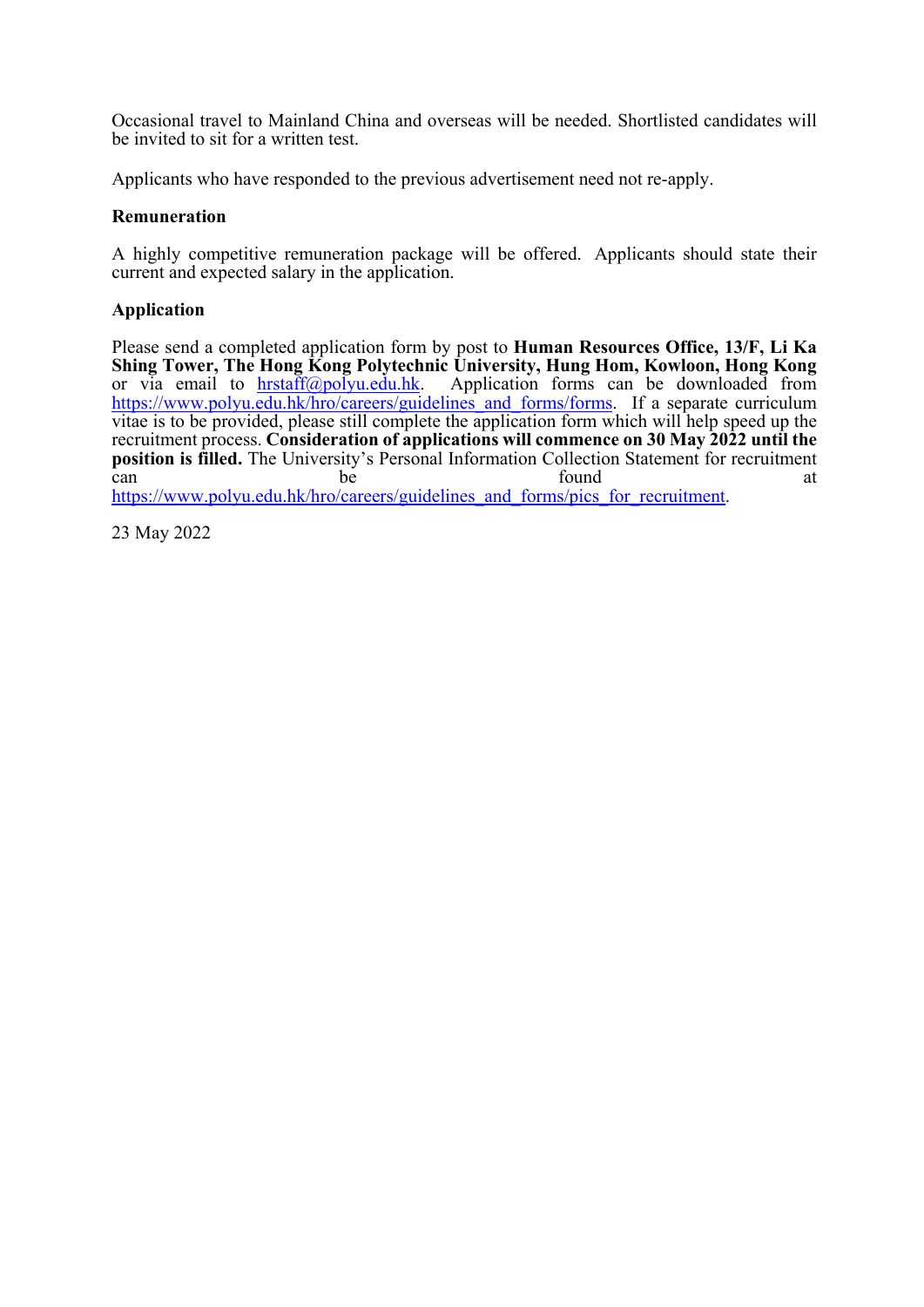Occasional travel to Mainland China and overseas will be needed. Shortlisted candidates will be invited to sit for a written test.

Applicants who have responded to the previous advertisement need not re-apply.

**Remuneration**

A highly competitive remuneration package will be offered. Applicants should state their current and expected salary in the application.

**Application**

Please send a completed application form by post to **Human Resources Office, 13/F, Li Ka Shing Tower, The Hong Kong Polytechnic University, Hung Hom, Kowloon, Hong Kong** or via email to hrstaff@polyu.edu.hk. Application forms can be downloaded from https://www.polyu.edu.hk/hro/careers/guidelines_and_forms/forms. If a separate curriculum vitae is to be provided, please still complete the application form which will help speed up the recruitment process. **Consideration of applications will commence on 30 May 2022 until the position is filled.** The University's Personal Information Collection Statement for recruitment can be found at https://www.polyu.edu.hk/hro/careers/guidelines_and_forms/pics_for_recruitment.

23 May 2022